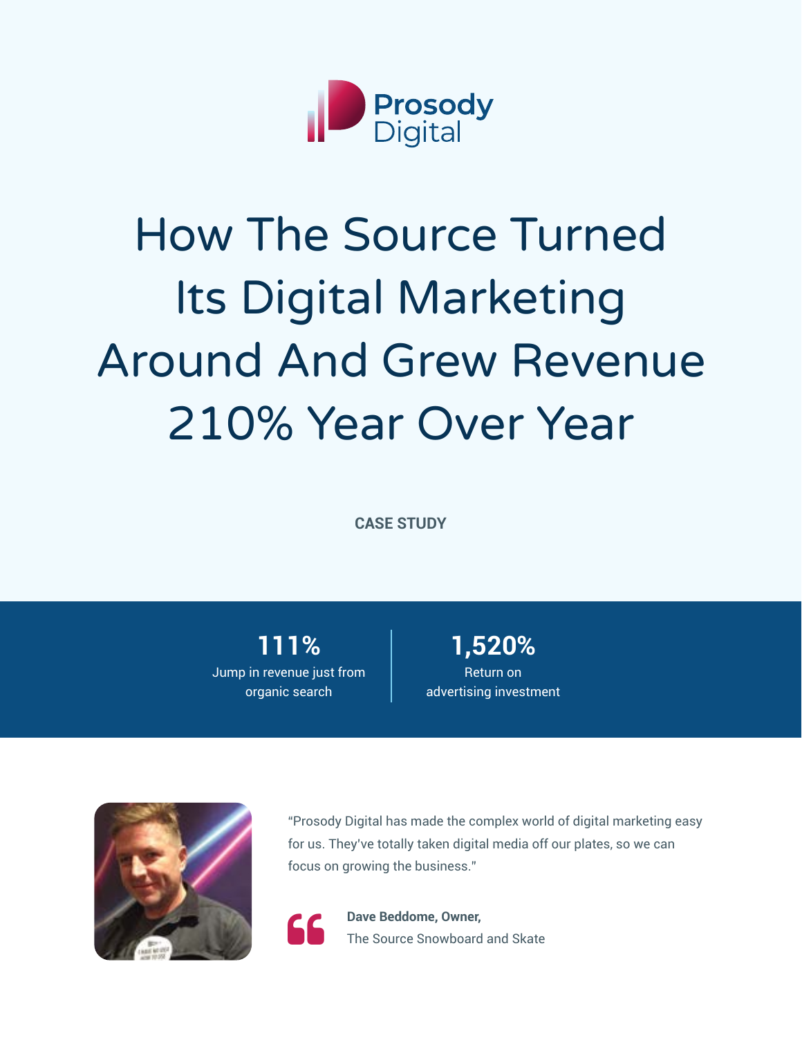Prosody Digital

# How The Source Turned Its Digital Marketing Around And Grew Revenue 210% Year Over Year

**CASE STUDY**

**111%**
Jump in revenue just from organic search

**1,520%**
Return on advertising investment

"Prosody Digital has made the complex world of digital marketing easy for us. They've totally taken digital media off our plates, so we can focus on growing the business."

**Dave Beddome, Owner,**
The Source Snowboard and Skate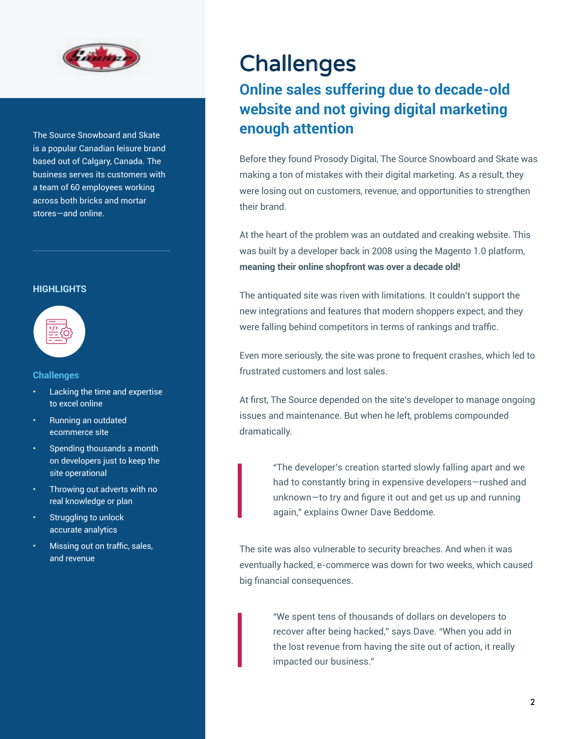The Source Snowboard and Skate is a popular Canadian leisure brand based out of Calgary, Canada. The business serves its customers with a team of 60 employees working across both bricks and mortar stores—and online.

### HIGHLIGHTS

**Challenges**

- Lacking the time and expertise to excel online
- Running an outdated ecommerce site
- Spending thousands a month on developers just to keep the site operational
- Throwing out adverts with no real knowledge or plan
- Struggling to unlock accurate analytics
- Missing out on traffic, sales, and revenue

# Challenges

## Online sales suffering due to decade-old website and not giving digital marketing enough attention

Before they found Prosody Digital, The Source Snowboard and Skate was making a ton of mistakes with their digital marketing. As a result, they were losing out on customers, revenue, and opportunities to strengthen their brand.

At the heart of the problem was an outdated and creaking website. This was built by a developer back in 2008 using the Magento 1.0 platform, **meaning their online shopfront was over a decade old!**

The antiquated site was riven with limitations. It couldn't support the new integrations and features that modern shoppers expect, and they were falling behind competitors in terms of rankings and traffic.

Even more seriously, the site was prone to frequent crashes, which led to frustrated customers and lost sales.

At first, The Source depended on the site's developer to manage ongoing issues and maintenance. But when he left, problems compounded dramatically.

> "The developer's creation started slowly falling apart and we had to constantly bring in expensive developers—rushed and unknown—to try and figure it out and get us up and running again," explains Owner Dave Beddome.

The site was also vulnerable to security breaches. And when it was eventually hacked, e-commerce was down for two weeks, which caused big financial consequences.

> "We spent tens of thousands of dollars on developers to recover after being hacked," says Dave. "When you add in the lost revenue from having the site out of action, it really impacted our business."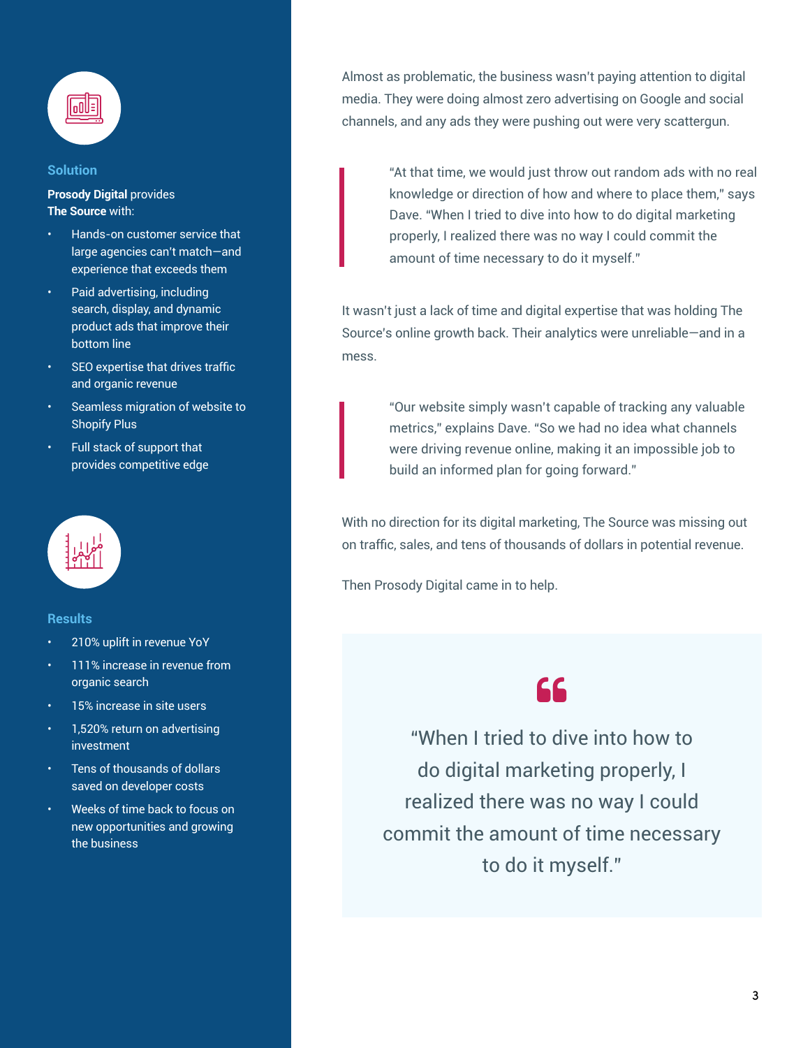## Solution

**Prosody Digital** provides **The Source** with:

- Hands-on customer service that large agencies can't match—and experience that exceeds them
- Paid advertising, including search, display, and dynamic product ads that improve their bottom line
- SEO expertise that drives traffic and organic revenue
- Seamless migration of website to Shopify Plus
- Full stack of support that provides competitive edge

## Results

- 210% uplift in revenue YoY
- 111% increase in revenue from organic search
- 15% increase in site users
- 1,520% return on advertising investment
- Tens of thousands of dollars saved on developer costs
- Weeks of time back to focus on new opportunities and growing the business

Almost as problematic, the business wasn't paying attention to digital media. They were doing almost zero advertising on Google and social channels, and any ads they were pushing out were very scattergun.

> "At that time, we would just throw out random ads with no real knowledge or direction of how and where to place them," says Dave. "When I tried to dive into how to do digital marketing properly, I realized there was no way I could commit the amount of time necessary to do it myself."

It wasn't just a lack of time and digital expertise that was holding The Source's online growth back. Their analytics were unreliable—and in a mess.

> "Our website simply wasn't capable of tracking any valuable metrics," explains Dave. "So we had no idea what channels were driving revenue online, making it an impossible job to build an informed plan for going forward."

With no direction for its digital marketing, The Source was missing out on traffic, sales, and tens of thousands of dollars in potential revenue.

Then Prosody Digital came in to help.

> "When I tried to dive into how to do digital marketing properly, I realized there was no way I could commit the amount of time necessary to do it myself."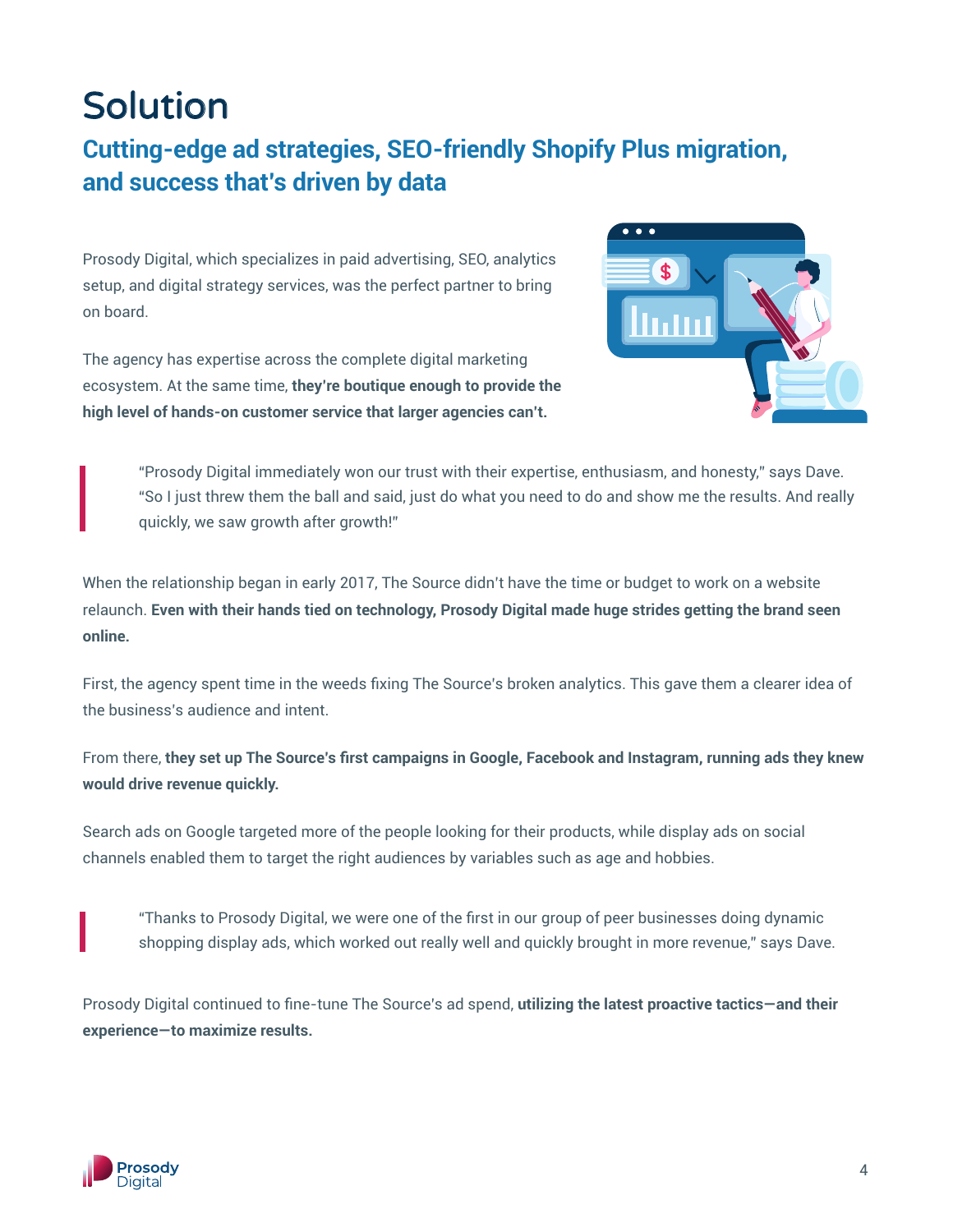# Solution

## Cutting-edge ad strategies, SEO-friendly Shopify Plus migration, and success that's driven by data

Prosody Digital, which specializes in paid advertising, SEO, analytics setup, and digital strategy services, was the perfect partner to bring on board.

The agency has expertise across the complete digital marketing ecosystem. At the same time, **they're boutique enough to provide the high level of hands-on customer service that larger agencies can't.**

> "Prosody Digital immediately won our trust with their expertise, enthusiasm, and honesty," says Dave. "So I just threw them the ball and said, just do what you need to do and show me the results. And really quickly, we saw growth after growth!"

When the relationship began in early 2017, The Source didn't have the time or budget to work on a website relaunch. **Even with their hands tied on technology, Prosody Digital made huge strides getting the brand seen online.**

First, the agency spent time in the weeds fixing The Source's broken analytics. This gave them a clearer idea of the business's audience and intent.

From there, **they set up The Source's first campaigns in Google, Facebook and Instagram, running ads they knew would drive revenue quickly.**

Search ads on Google targeted more of the people looking for their products, while display ads on social channels enabled them to target the right audiences by variables such as age and hobbies.

> "Thanks to Prosody Digital, we were one of the first in our group of peer businesses doing dynamic shopping display ads, which worked out really well and quickly brought in more revenue," says Dave.

Prosody Digital continued to fine-tune The Source's ad spend, **utilizing the latest proactive tactics—and their experience—to maximize results.**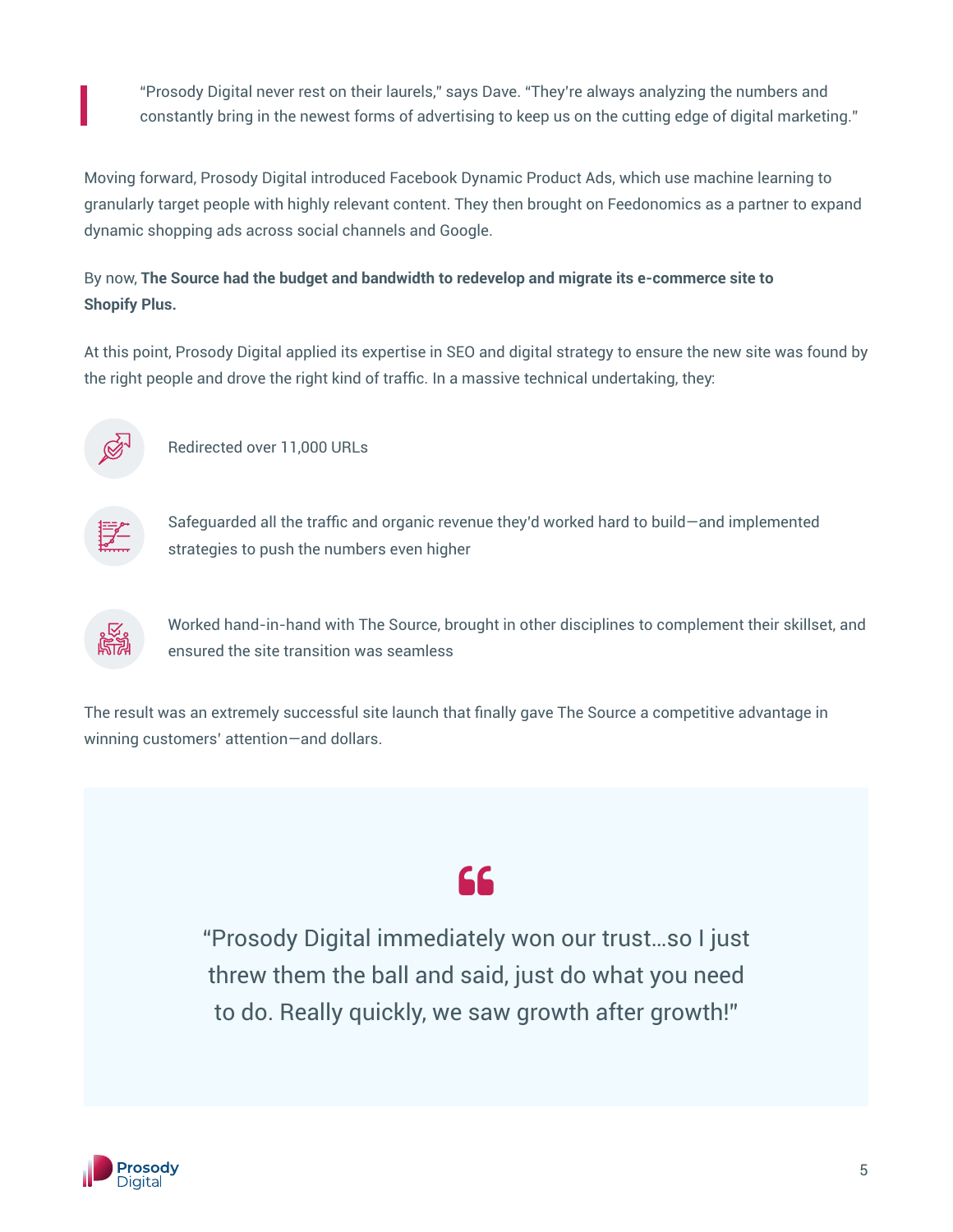> “Prosody Digital never rest on their laurels,” says Dave. “They're always analyzing the numbers and constantly bring in the newest forms of advertising to keep us on the cutting edge of digital marketing.”

Moving forward, Prosody Digital introduced Facebook Dynamic Product Ads, which use machine learning to granularly target people with highly relevant content. They then brought on Feedonomics as a partner to expand dynamic shopping ads across social channels and Google.

By now, **The Source had the budget and bandwidth to redevelop and migrate its e-commerce site to Shopify Plus.**

At this point, Prosody Digital applied its expertise in SEO and digital strategy to ensure the new site was found by the right people and drove the right kind of traffic. In a massive technical undertaking, they:

- Redirected over 11,000 URLs
- Safeguarded all the traffic and organic revenue they'd worked hard to build—and implemented strategies to push the numbers even higher
- Worked hand-in-hand with The Source, brought in other disciplines to complement their skillset, and ensured the site transition was seamless

The result was an extremely successful site launch that finally gave The Source a competitive advantage in winning customers' attention—and dollars.

> “Prosody Digital immediately won our trust…so I just threw them the ball and said, just do what you need to do. Really quickly, we saw growth after growth!”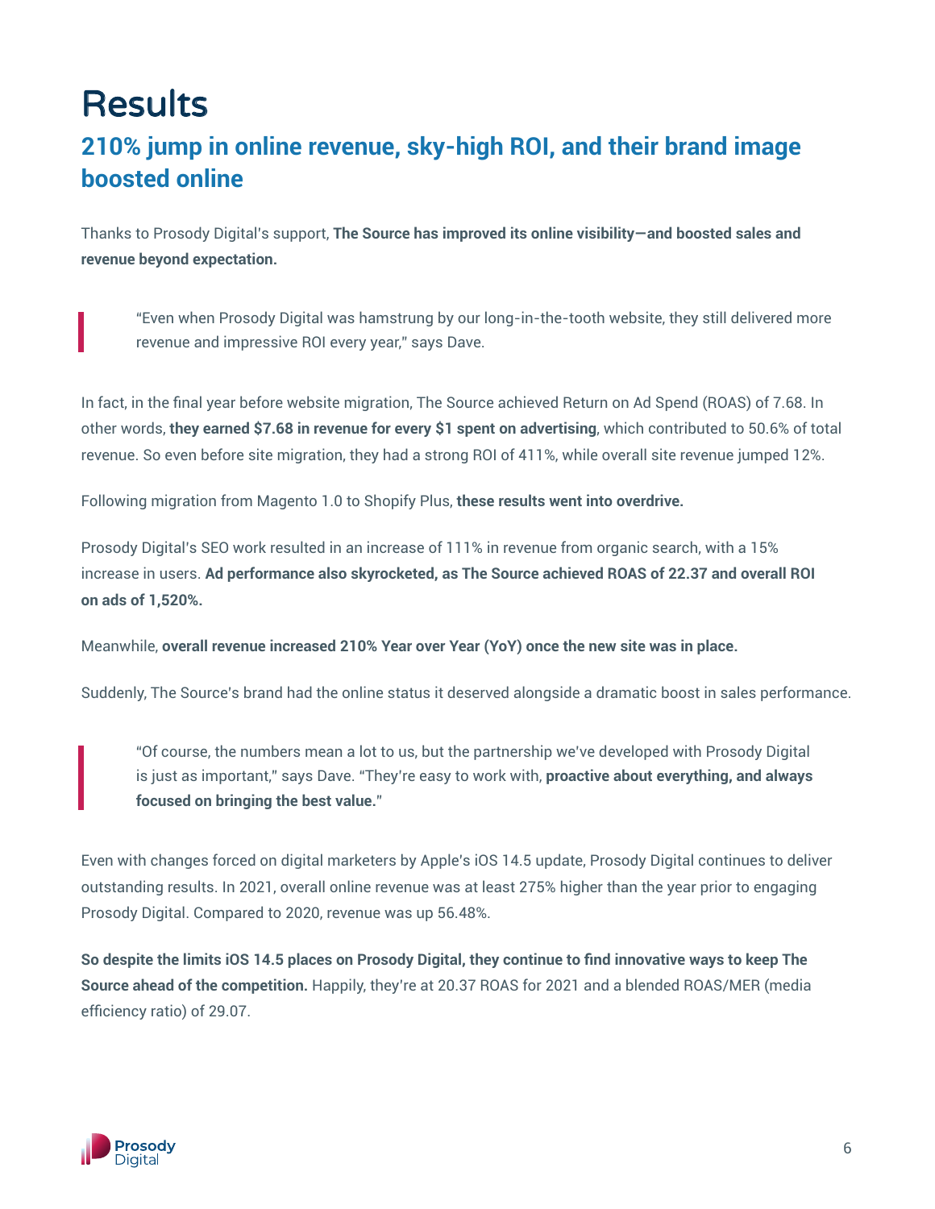# Results

## 210% jump in online revenue, sky-high ROI, and their brand image boosted online

Thanks to Prosody Digital's support, **The Source has improved its online visibility—and boosted sales and revenue beyond expectation.**

> "Even when Prosody Digital was hamstrung by our long-in-the-tooth website, they still delivered more revenue and impressive ROI every year," says Dave.

In fact, in the final year before website migration, The Source achieved Return on Ad Spend (ROAS) of 7.68. In other words, **they earned $7.68 in revenue for every $1 spent on advertising**, which contributed to 50.6% of total revenue. So even before site migration, they had a strong ROI of 411%, while overall site revenue jumped 12%.

Following migration from Magento 1.0 to Shopify Plus, **these results went into overdrive.**

Prosody Digital's SEO work resulted in an increase of 111% in revenue from organic search, with a 15% increase in users. **Ad performance also skyrocketed, as The Source achieved ROAS of 22.37 and overall ROI on ads of 1,520%.**

Meanwhile, **overall revenue increased 210% Year over Year (YoY) once the new site was in place.**

Suddenly, The Source's brand had the online status it deserved alongside a dramatic boost in sales performance.

> "Of course, the numbers mean a lot to us, but the partnership we've developed with Prosody Digital is just as important," says Dave. "They're easy to work with, **proactive about everything, and always focused on bringing the best value.**"

Even with changes forced on digital marketers by Apple's iOS 14.5 update, Prosody Digital continues to deliver outstanding results. In 2021, overall online revenue was at least 275% higher than the year prior to engaging Prosody Digital. Compared to 2020, revenue was up 56.48%.

**So despite the limits iOS 14.5 places on Prosody Digital, they continue to find innovative ways to keep The Source ahead of the competition.** Happily, they're at 20.37 ROAS for 2021 and a blended ROAS/MER (media efficiency ratio) of 29.07.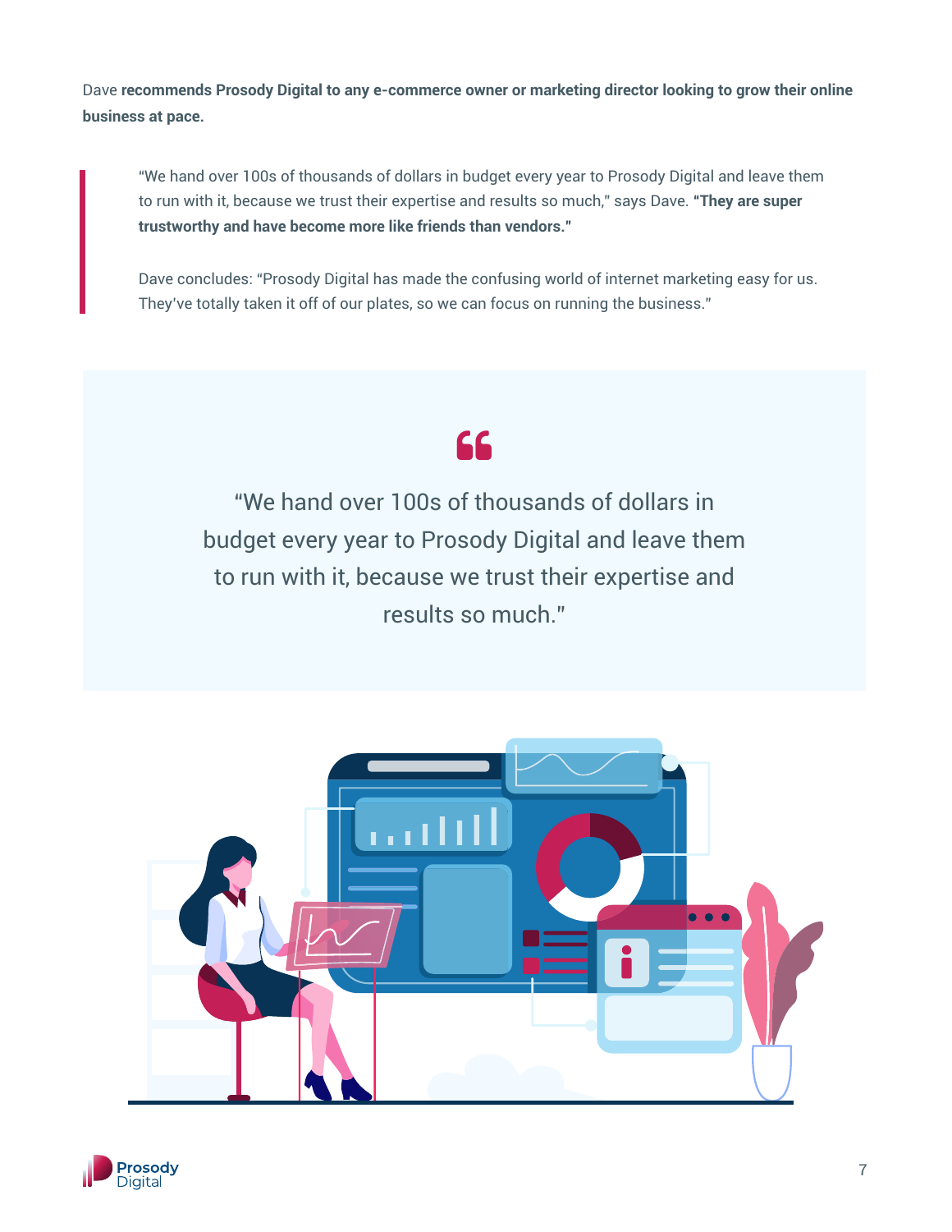Dave **recommends Prosody Digital to any e-commerce owner or marketing director looking to grow their online business at pace.**

> “We hand over 100s of thousands of dollars in budget every year to Prosody Digital and leave them to run with it, because we trust their expertise and results so much,” says Dave. **“They are super trustworthy and have become more like friends than vendors."**
>
> Dave concludes: “Prosody Digital has made the confusing world of internet marketing easy for us. They’ve totally taken it off of our plates, so we can focus on running the business."

> “We hand over 100s of thousands of dollars in budget every year to Prosody Digital and leave them to run with it, because we trust their expertise and results so much."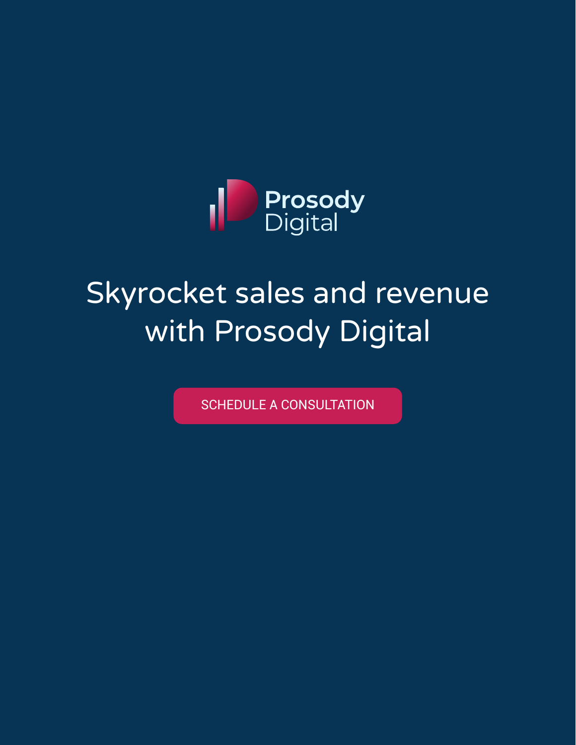Prosody Digital

# Skyrocket sales and revenue with Prosody Digital

SCHEDULE A CONSULTATION